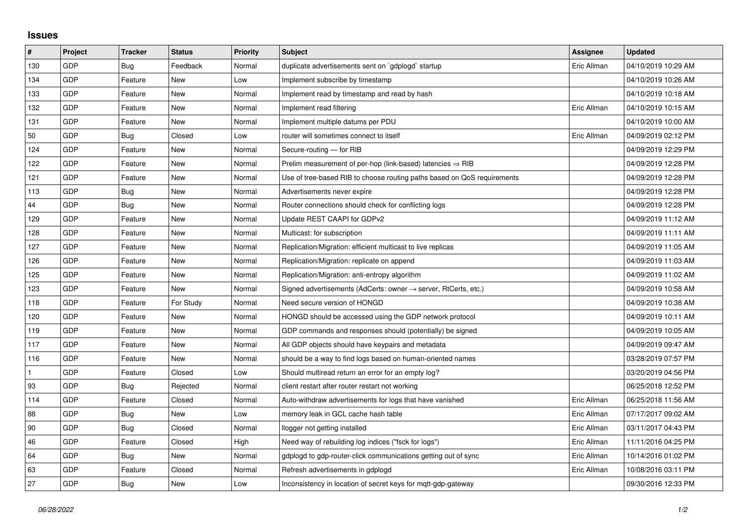## Issues

| # | Project | Tracker | Status | Priority | Subject | Assignee | Updated |
|---|---|---|---|---|---|---|---|
| 130 | GDP | Bug | Feedback | Normal | duplicate advertisements sent on `gdplogd` startup | Eric Allman | 04/10/2019 10:29 AM |
| 134 | GDP | Feature | New | Low | Implement subscribe by timestamp | | 04/10/2019 10:26 AM |
| 133 | GDP | Feature | New | Normal | Implement read by timestamp and read by hash | | 04/10/2019 10:18 AM |
| 132 | GDP | Feature | New | Normal | Implement read filtering | Eric Allman | 04/10/2019 10:15 AM |
| 131 | GDP | Feature | New | Normal | Implement multiple datums per PDU | | 04/10/2019 10:00 AM |
| 50 | GDP | Bug | Closed | Low | router will sometimes connect to itself | Eric Allman | 04/09/2019 02:12 PM |
| 124 | GDP | Feature | New | Normal | Secure-routing — for RIB | | 04/09/2019 12:29 PM |
| 122 | GDP | Feature | New | Normal | Prelim measurement of per-hop (link-based) latencies ⇒ RIB | | 04/09/2019 12:28 PM |
| 121 | GDP | Feature | New | Normal | Use of tree-based RIB to choose routing paths based on QoS requirements | | 04/09/2019 12:28 PM |
| 113 | GDP | Bug | New | Normal | Advertisements never expire | | 04/09/2019 12:28 PM |
| 44 | GDP | Bug | New | Normal | Router connections should check for conflicting logs | | 04/09/2019 12:28 PM |
| 129 | GDP | Feature | New | Normal | Update REST CAAPI for GDPv2 | | 04/09/2019 11:12 AM |
| 128 | GDP | Feature | New | Normal | Multicast: for subscription | | 04/09/2019 11:11 AM |
| 127 | GDP | Feature | New | Normal | Replication/Migration: efficient multicast to live replicas | | 04/09/2019 11:05 AM |
| 126 | GDP | Feature | New | Normal | Replication/Migration: replicate on append | | 04/09/2019 11:03 AM |
| 125 | GDP | Feature | New | Normal | Replication/Migration: anti-entropy algorithm | | 04/09/2019 11:02 AM |
| 123 | GDP | Feature | New | Normal | Signed advertisements (AdCerts: owner → server, RtCerts, etc.) | | 04/09/2019 10:58 AM |
| 118 | GDP | Feature | For Study | Normal | Need secure version of HONGD | | 04/09/2019 10:38 AM |
| 120 | GDP | Feature | New | Normal | HONGD should be accessed using the GDP network protocol | | 04/09/2019 10:11 AM |
| 119 | GDP | Feature | New | Normal | GDP commands and responses should (potentially) be signed | | 04/09/2019 10:05 AM |
| 117 | GDP | Feature | New | Normal | All GDP objects should have keypairs and metadata | | 04/09/2019 09:47 AM |
| 116 | GDP | Feature | New | Normal | should be a way to find logs based on human-oriented names | | 03/28/2019 07:57 PM |
| 1 | GDP | Feature | Closed | Low | Should multiread return an error for an empty log? | | 03/20/2019 04:56 PM |
| 93 | GDP | Bug | Rejected | Normal | client restart after router restart not working | | 06/25/2018 12:52 PM |
| 114 | GDP | Feature | Closed | Normal | Auto-withdraw advertisements for logs that have vanished | Eric Allman | 06/25/2018 11:56 AM |
| 88 | GDP | Bug | New | Low | memory leak in GCL cache hash table | Eric Allman | 07/17/2017 09:02 AM |
| 90 | GDP | Bug | Closed | Normal | llogger not getting installed | Eric Allman | 03/11/2017 04:43 PM |
| 46 | GDP | Feature | Closed | High | Need way of rebuilding log indices ("fsck for logs") | Eric Allman | 11/11/2016 04:25 PM |
| 64 | GDP | Bug | New | Normal | gdplogd to gdp-router-click communications getting out of sync | Eric Allman | 10/14/2016 01:02 PM |
| 63 | GDP | Feature | Closed | Normal | Refresh advertisements in gdplogd | Eric Allman | 10/08/2016 03:11 PM |
| 27 | GDP | Bug | New | Low | Inconsistency in location of secret keys for mqtt-gdp-gateway | | 09/30/2016 12:33 PM |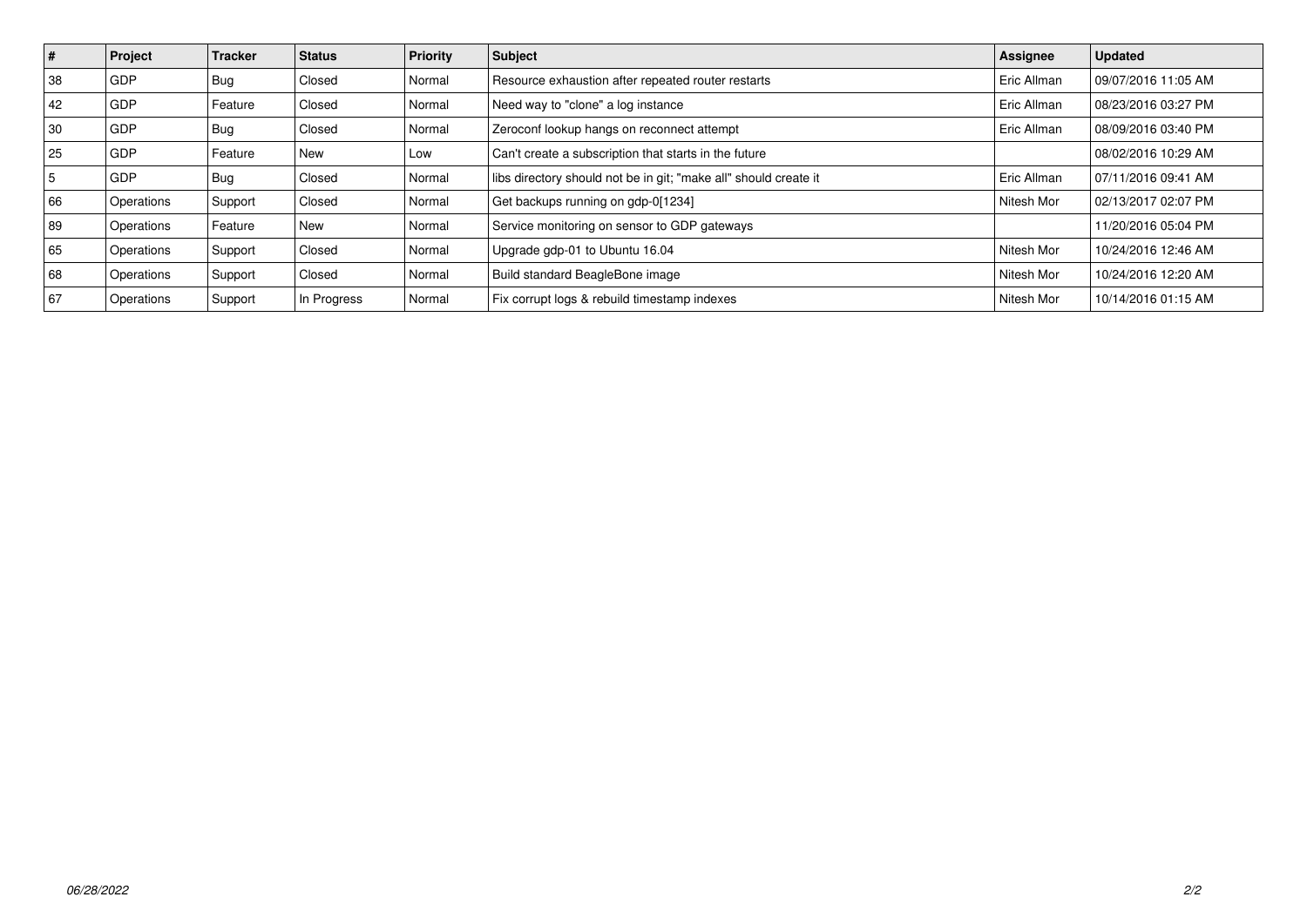| # | Project | Tracker | Status | Priority | Subject | Assignee | Updated |
|---|---|---|---|---|---|---|---|
| 38 | GDP | Bug | Closed | Normal | Resource exhaustion after repeated router restarts | Eric Allman | 09/07/2016 11:05 AM |
| 42 | GDP | Feature | Closed | Normal | Need way to "clone" a log instance | Eric Allman | 08/23/2016 03:27 PM |
| 30 | GDP | Bug | Closed | Normal | Zeroconf lookup hangs on reconnect attempt | Eric Allman | 08/09/2016 03:40 PM |
| 25 | GDP | Feature | New | Low | Can't create a subscription that starts in the future | | 08/02/2016 10:29 AM |
| 5 | GDP | Bug | Closed | Normal | libs directory should not be in git; "make all" should create it | Eric Allman | 07/11/2016 09:41 AM |
| 66 | Operations | Support | Closed | Normal | Get backups running on gdp-0[1234] | Nitesh Mor | 02/13/2017 02:07 PM |
| 89 | Operations | Feature | New | Normal | Service monitoring on sensor to GDP gateways | | 11/20/2016 05:04 PM |
| 65 | Operations | Support | Closed | Normal | Upgrade gdp-01 to Ubuntu 16.04 | Nitesh Mor | 10/24/2016 12:46 AM |
| 68 | Operations | Support | Closed | Normal | Build standard BeagleBone image | Nitesh Mor | 10/24/2016 12:20 AM |
| 67 | Operations | Support | In Progress | Normal | Fix corrupt logs & rebuild timestamp indexes | Nitesh Mor | 10/14/2016 01:15 AM |